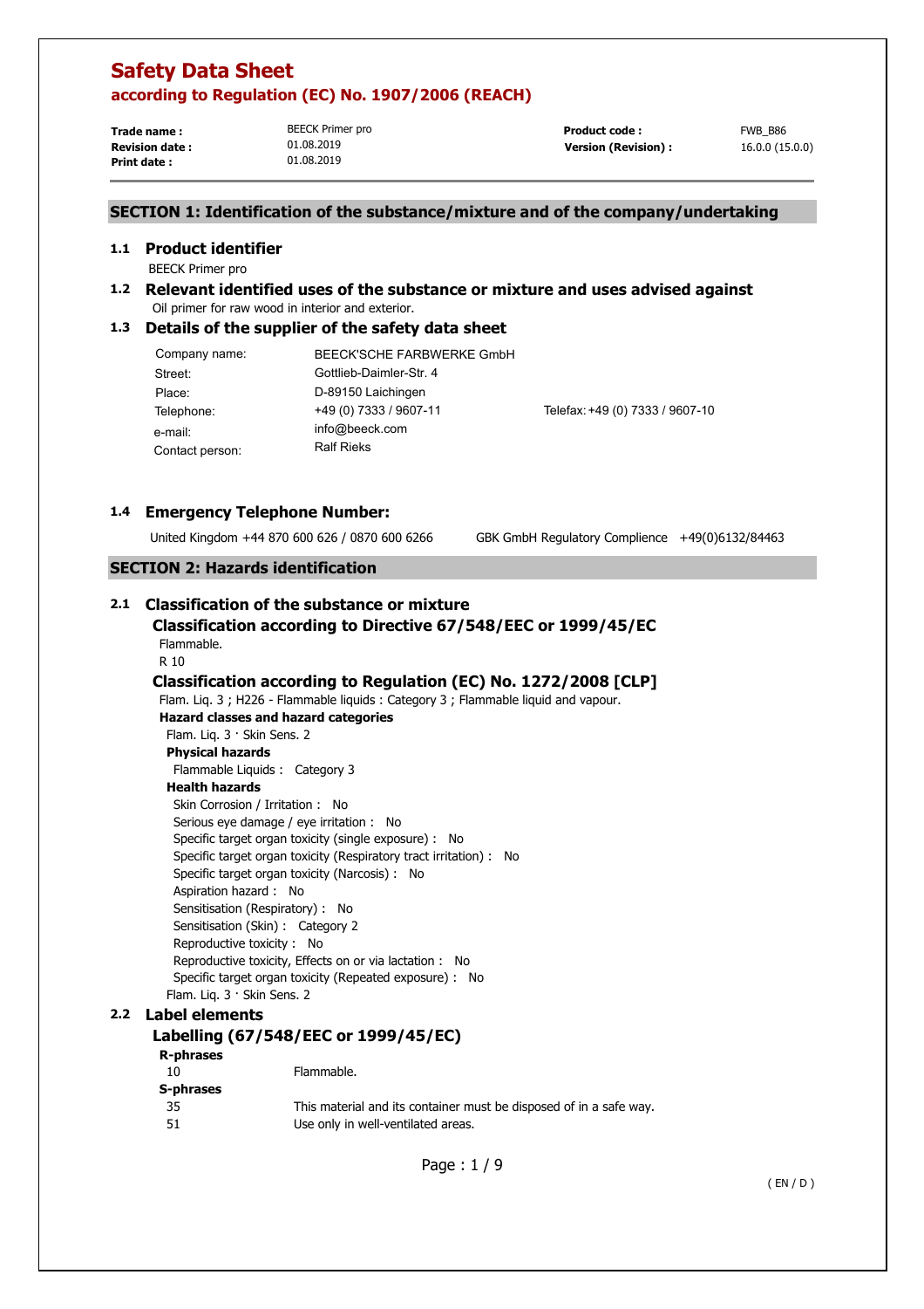# Safety Data Sheet

## according to Regulation (EC) No. 1907/2006 (REACH)

| | | | |
|---|---|---|---|
| **Trade name :** | BEECK Primer pro | **Product code :** | FWB_B86 |
| **Revision date :** | 01.08.2019 | **Version (Revision) :** | 16.0.0 (15.0.0) |
| **Print date :** | 01.08.2019 | | |

## SECTION 1: Identification of the substance/mixture and of the company/undertaking

### 1.1 Product identifier

BEECK Primer pro

### 1.2 Relevant identified uses of the substance or mixture and uses advised against

Oil primer for raw wood in interior and exterior.

### 1.3 Details of the supplier of the safety data sheet

| | | |
|---|---|---|
| Company name: | BEECK'SCHE FARBWERKE GmbH | |
| Street: | Gottlieb-Daimler-Str. 4 | |
| Place: | D-89150 Laichingen | |
| Telephone: | +49 (0) 7333 / 9607-11 | Telefax: +49 (0) 7333 / 9607-10 |
| e-mail: | info@beeck.com | |
| Contact person: | Ralf Rieks | |

### 1.4 Emergency Telephone Number:

United Kingdom +44 870 600 626 / 0870 600 6266    GBK GmbH Regulatory Complience +49(0)6132/84463

## SECTION 2: Hazards identification

### 2.1 Classification of the substance or mixture

#### Classification according to Directive 67/548/EEC or 1999/45/EC

Flammable.
R 10

#### Classification according to Regulation (EC) No. 1272/2008 [CLP]

Flam. Liq. 3 ; H226 - Flammable liquids : Category 3 ; Flammable liquid and vapour.

**Hazard classes and hazard categories**

Flam. Liq. 3 · Skin Sens. 2

**Physical hazards**

Flammable Liquids : Category 3

**Health hazards**

Skin Corrosion / Irritation : No
Serious eye damage / eye irritation : No
Specific target organ toxicity (single exposure) : No
Specific target organ toxicity (Respiratory tract irritation) : No
Specific target organ toxicity (Narcosis) : No
Aspiration hazard : No
Sensitisation (Respiratory) : No
Sensitisation (Skin) : Category 2
Reproductive toxicity : No
Reproductive toxicity, Effects on or via lactation : No
Specific target organ toxicity (Repeated exposure) : No

Flam. Liq. 3 · Skin Sens. 2

### 2.2 Label elements

#### Labelling (67/548/EEC or 1999/45/EC)

**R-phrases**

| | |
|---|---|
| 10 | Flammable. |

**S-phrases**

| | |
|---|---|
| 35 | This material and its container must be disposed of in a safe way. |
| 51 | Use only in well-ventilated areas. |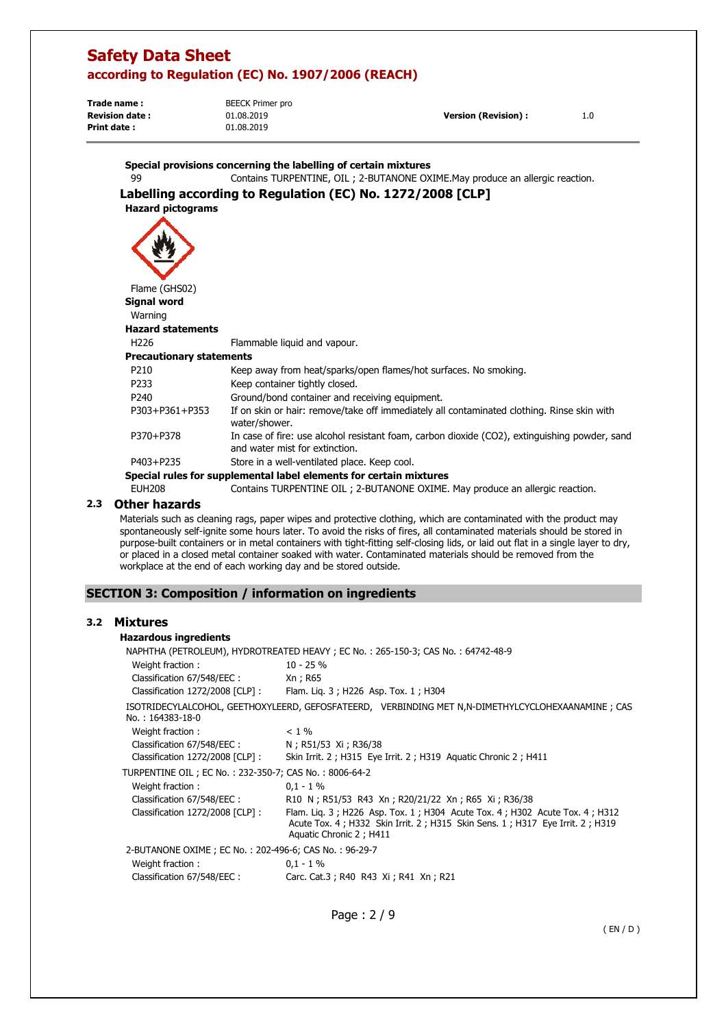**Special provisions concerning the labelling of certain mixtures**

| | |
|---|---|
| 99 | Contains TURPENTINE, OIL ; 2-BUTANONE OXIME.May produce an allergic reaction. |

### Labelling according to Regulation (EC) No. 1272/2008 [CLP]

**Hazard pictograms**

Flame (GHS02)

**Signal word**

Warning

**Hazard statements**

| | |
|---|---|
| H226 | Flammable liquid and vapour. |

**Precautionary statements**

| | |
|---|---|
| P210 | Keep away from heat/sparks/open flames/hot surfaces. No smoking. |
| P233 | Keep container tightly closed. |
| P240 | Ground/bond container and receiving equipment. |
| P303+P361+P353 | If on skin or hair: remove/take off immediately all contaminated clothing. Rinse skin with water/shower. |
| P370+P378 | In case of fire: use alcohol resistant foam, carbon dioxide ($CO_2$), extinguishing powder, sand and water mist for extinction. |
| P403+P235 | Store in a well-ventilated place. Keep cool. |

**Special rules for supplemental label elements for certain mixtures**

| | |
|---|---|
| EUH208 | Contains TURPENTINE OIL ; 2-BUTANONE OXIME. May produce an allergic reaction. |

### 2.3 Other hazards

Materials such as cleaning rags, paper wipes and protective clothing, which are contaminated with the product may spontaneously self-ignite some hours later. To avoid the risks of fires, all contaminated materials should be stored in purpose-built containers or in metal containers with tight-fitting self-closing lids, or laid out flat in a single layer to dry, or placed in a closed metal container soaked with water. Contaminated materials should be removed from the workplace at the end of each working day and be stored outside.

## SECTION 3: Composition / information on ingredients

### 3.2 Mixtures

**Hazardous ingredients**

NAPHTHA (PETROLEUM), HYDROTREATED HEAVY ; EC No. : 265-150-3; CAS No. : 64742-48-9

| | |
|---|---|
| Weight fraction : | 10 - 25 % |
| Classification 67/548/EEC : | Xn ; R65 |
| Classification 1272/2008 [CLP] : | Flam. Liq. 3 ; H226 Asp. Tox. 1 ; H304 |

ISOTRIDECYLALCOHOL, GEETHOXYLEERD, GEFOSFATEERD, VERBINDING MET N,N-DIMETHYLCYCLOHEXAANAMINE ; CAS No. : 164383-18-0

| | |
|---|---|
| Weight fraction : | < 1 % |
| Classification 67/548/EEC : | N ; R51/53 Xi ; R36/38 |
| Classification 1272/2008 [CLP] : | Skin Irrit. 2 ; H315 Eye Irrit. 2 ; H319 Aquatic Chronic 2 ; H411 |

TURPENTINE OIL ; EC No. : 232-350-7; CAS No. : 8006-64-2

| | |
|---|---|
| Weight fraction : | 0,1 - 1 % |
| Classification 67/548/EEC : | R10 N ; R51/53 R43 Xn ; R20/21/22 Xn ; R65 Xi ; R36/38 |
| Classification 1272/2008 [CLP] : | Flam. Liq. 3 ; H226 Asp. Tox. 1 ; H304 Acute Tox. 4 ; H302 Acute Tox. 4 ; H312 Acute Tox. 4 ; H332 Skin Irrit. 2 ; H315 Skin Sens. 1 ; H317 Eye Irrit. 2 ; H319 Aquatic Chronic 2 ; H411 |

2-BUTANONE OXIME ; EC No. : 202-496-6; CAS No. : 96-29-7

| | |
|---|---|
| Weight fraction : | 0,1 - 1 % |
| Classification 67/548/EEC : | Carc. Cat.3 ; R40 R43 Xi ; R41 Xn ; R21 |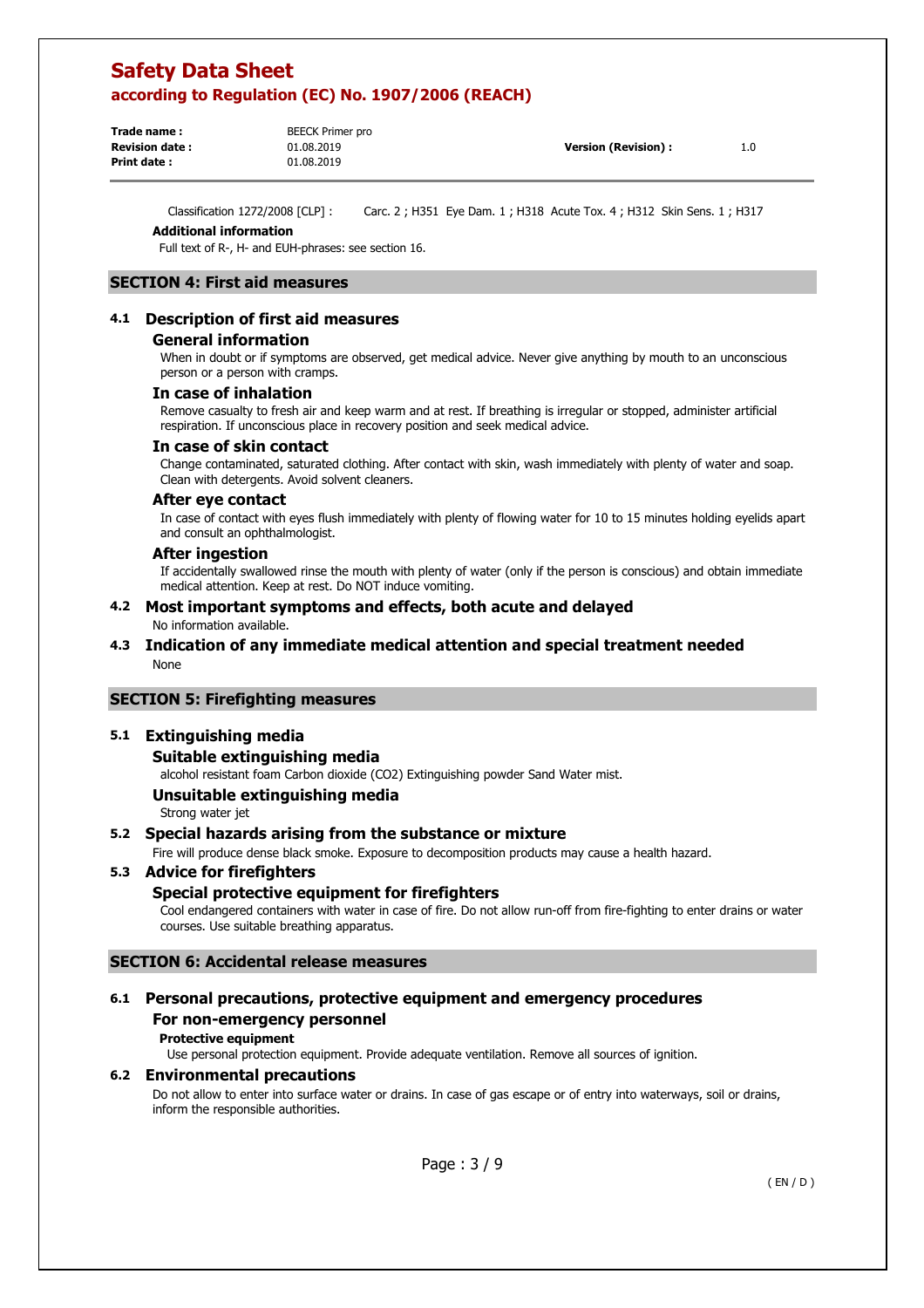Classification 1272/2008 [CLP] : Carc. 2 ; H351 Eye Dam. 1 ; H318 Acute Tox. 4 ; H312 Skin Sens. 1 ; H317

**Additional information**

Full text of R-, H- and EUH-phrases: see section 16.

## SECTION 4: First aid measures

### 4.1 Description of first aid measures

#### General information

When in doubt or if symptoms are observed, get medical advice. Never give anything by mouth to an unconscious person or a person with cramps.

#### In case of inhalation

Remove casualty to fresh air and keep warm and at rest. If breathing is irregular or stopped, administer artificial respiration. If unconscious place in recovery position and seek medical advice.

#### In case of skin contact

Change contaminated, saturated clothing. After contact with skin, wash immediately with plenty of water and soap. Clean with detergents. Avoid solvent cleaners.

#### After eye contact

In case of contact with eyes flush immediately with plenty of flowing water for 10 to 15 minutes holding eyelids apart and consult an ophthalmologist.

#### After ingestion

If accidentally swallowed rinse the mouth with plenty of water (only if the person is conscious) and obtain immediate medical attention. Keep at rest. Do NOT induce vomiting.

### 4.2 Most important symptoms and effects, both acute and delayed

No information available.

### 4.3 Indication of any immediate medical attention and special treatment needed

None

## SECTION 5: Firefighting measures

### 5.1 Extinguishing media

#### Suitable extinguishing media

alcohol resistant foam Carbon dioxide ($CO_2$) Extinguishing powder Sand Water mist.

#### Unsuitable extinguishing media

Strong water jet

### 5.2 Special hazards arising from the substance or mixture

Fire will produce dense black smoke. Exposure to decomposition products may cause a health hazard.

### 5.3 Advice for firefighters

#### Special protective equipment for firefighters

Cool endangered containers with water in case of fire. Do not allow run-off from fire-fighting to enter drains or water courses. Use suitable breathing apparatus.

## SECTION 6: Accidental release measures

### 6.1 Personal precautions, protective equipment and emergency procedures

#### For non-emergency personnel

**Protective equipment**

Use personal protection equipment. Provide adequate ventilation. Remove all sources of ignition.

### 6.2 Environmental precautions

Do not allow to enter into surface water or drains. In case of gas escape or of entry into waterways, soil or drains, inform the responsible authorities.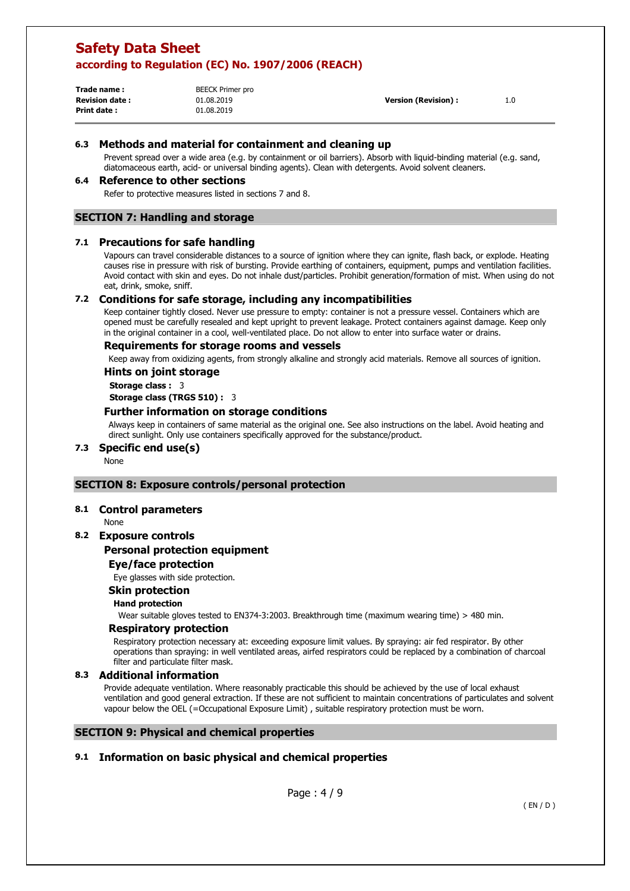### 6.3 Methods and material for containment and cleaning up

Prevent spread over a wide area (e.g. by containment or oil barriers). Absorb with liquid-binding material (e.g. sand, diatomaceous earth, acid- or universal binding agents). Clean with detergents. Avoid solvent cleaners.

### 6.4 Reference to other sections

Refer to protective measures listed in sections 7 and 8.

## SECTION 7: Handling and storage

### 7.1 Precautions for safe handling

Vapours can travel considerable distances to a source of ignition where they can ignite, flash back, or explode. Heating causes rise in pressure with risk of bursting. Provide earthing of containers, equipment, pumps and ventilation facilities. Avoid contact with skin and eyes. Do not inhale dust/particles. Prohibit generation/formation of mist. When using do not eat, drink, smoke, sniff.

### 7.2 Conditions for safe storage, including any incompatibilities

Keep container tightly closed. Never use pressure to empty: container is not a pressure vessel. Containers which are opened must be carefully resealed and kept upright to prevent leakage. Protect containers against damage. Keep only in the original container in a cool, well-ventilated place. Do not allow to enter into surface water or drains.

#### Requirements for storage rooms and vessels

Keep away from oxidizing agents, from strongly alkaline and strongly acid materials. Remove all sources of ignition.

#### Hints on joint storage

**Storage class :** 3

**Storage class (TRGS 510) :** 3

#### Further information on storage conditions

Always keep in containers of same material as the original one. See also instructions on the label. Avoid heating and direct sunlight. Only use containers specifically approved for the substance/product.

### 7.3 Specific end use(s)

None

## SECTION 8: Exposure controls/personal protection

### 8.1 Control parameters

None

### 8.2 Exposure controls

#### Personal protection equipment

##### Eye/face protection

Eye glasses with side protection.

##### Skin protection

**Hand protection**

Wear suitable gloves tested to EN374-3:2003. Breakthrough time (maximum wearing time) > 480 min.

##### Respiratory protection

Respiratory protection necessary at: exceeding exposure limit values. By spraying: air fed respirator. By other operations than spraying: in well ventilated areas, airfed respirators could be replaced by a combination of charcoal filter and particulate filter mask.

### 8.3 Additional information

Provide adequate ventilation. Where reasonably practicable this should be achieved by the use of local exhaust ventilation and good general extraction. If these are not sufficient to maintain concentrations of particulates and solvent vapour below the OEL (=Occupational Exposure Limit) , suitable respiratory protection must be worn.

## SECTION 9: Physical and chemical properties

### 9.1 Information on basic physical and chemical properties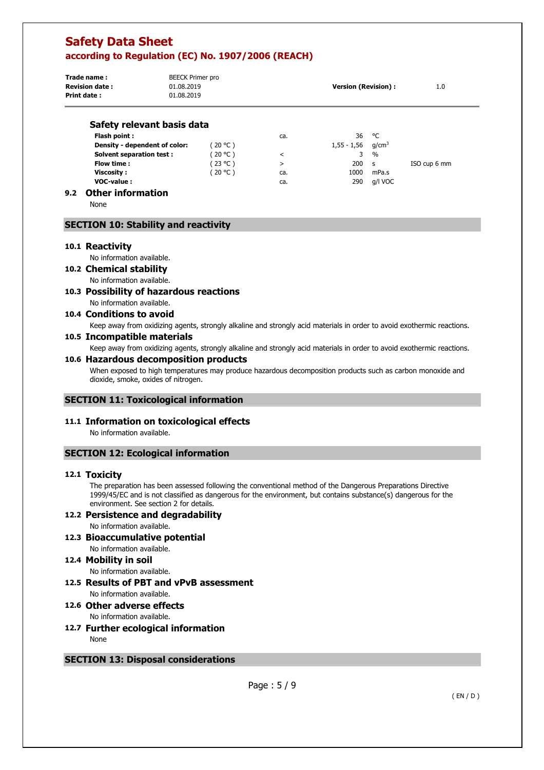### Safety relevant basis data

| | | | | | |
|---|---|---|---|---|---|
| **Flash point :** | | ca. | 36 | °C | |
| **Density - dependent of color:** | ( 20 °C ) | | 1,55 - 1,56 | g/cm$^3$ | |
| **Solvent separation test :** | ( 20 °C ) | < | 3 | % | |
| **Flow time :** | ( 23 °C ) | > | 200 | s | ISO cup 6 mm |
| **Viscosity :** | ( 20 °C ) | ca. | 1000 | mPa.s | |
| **VOC-value :** | | ca. | 290 | g/l VOC | |

### 9.2 Other information

None

## SECTION 10: Stability and reactivity

### 10.1 Reactivity

No information available.

### 10.2 Chemical stability

No information available.

### 10.3 Possibility of hazardous reactions

No information available.

### 10.4 Conditions to avoid

Keep away from oxidizing agents, strongly alkaline and strongly acid materials in order to avoid exothermic reactions.

### 10.5 Incompatible materials

Keep away from oxidizing agents, strongly alkaline and strongly acid materials in order to avoid exothermic reactions.

### 10.6 Hazardous decomposition products

When exposed to high temperatures may produce hazardous decomposition products such as carbon monoxide and dioxide, smoke, oxides of nitrogen.

## SECTION 11: Toxicological information

### 11.1 Information on toxicological effects

No information available.

## SECTION 12: Ecological information

### 12.1 Toxicity

The preparation has been assessed following the conventional method of the Dangerous Preparations Directive 1999/45/EC and is not classified as dangerous for the environment, but contains substance(s) dangerous for the environment. See section 2 for details.

### 12.2 Persistence and degradability

No information available.

### 12.3 Bioaccumulative potential

No information available.

### 12.4 Mobility in soil

No information available.

### 12.5 Results of PBT and vPvB assessment

No information available.

### 12.6 Other adverse effects

No information available.

### 12.7 Further ecological information

None

## SECTION 13: Disposal considerations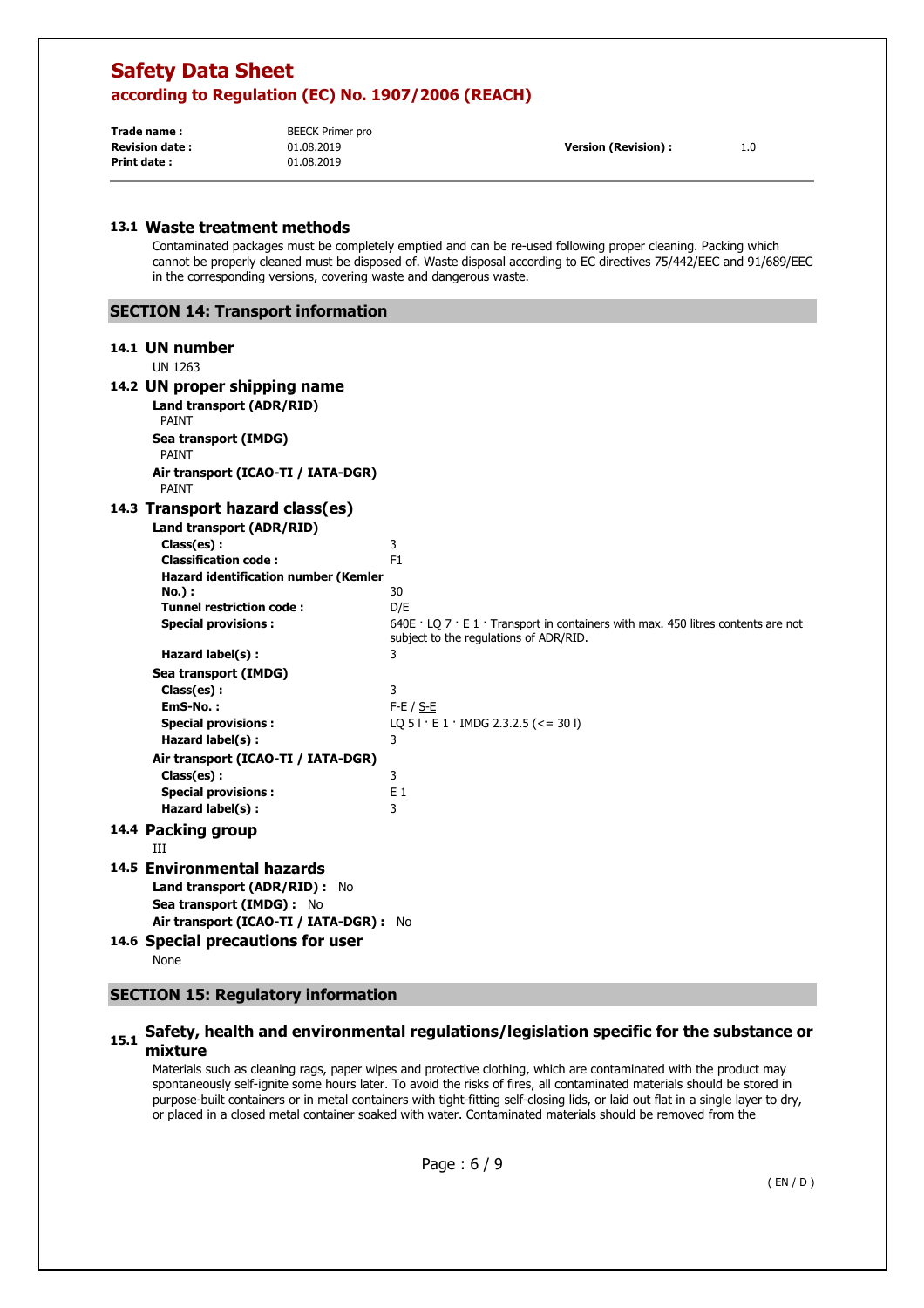### 13.1 Waste treatment methods

Contaminated packages must be completely emptied and can be re-used following proper cleaning. Packing which cannot be properly cleaned must be disposed of. Waste disposal according to EC directives 75/442/EEC and 91/689/EEC in the corresponding versions, covering waste and dangerous waste.

## SECTION 14: Transport information

### 14.1 UN number

UN 1263

### 14.2 UN proper shipping name

**Land transport (ADR/RID)**
PAINT

**Sea transport (IMDG)**
PAINT

**Air transport (ICAO-TI / IATA-DGR)**
PAINT

### 14.3 Transport hazard class(es)

**Land transport (ADR/RID)**

| | |
|---|---|
| **Class(es) :** | 3 |
| **Classification code :** | F1 |
| **Hazard identification number (Kemler No.) :** | 30 |
| **Tunnel restriction code :** | D/E |
| **Special provisions :** | 640E · LQ 7 · E 1 · Transport in containers with max. 450 litres contents are not subject to the regulations of ADR/RID. |
| **Hazard label(s) :** | 3 |

**Sea transport (IMDG)**

| | |
|---|---|
| **Class(es) :** | 3 |
| **EmS-No. :** | F-E / S-E |
| **Special provisions :** | LQ 5 l · E 1 · IMDG 2.3.2.5 (<= 30 l) |
| **Hazard label(s) :** | 3 |

**Air transport (ICAO-TI / IATA-DGR)**

| | |
|---|---|
| **Class(es) :** | 3 |
| **Special provisions :** | E 1 |
| **Hazard label(s) :** | 3 |

### 14.4 Packing group

III

### 14.5 Environmental hazards

**Land transport (ADR/RID) :** No
**Sea transport (IMDG) :** No
**Air transport (ICAO-TI / IATA-DGR) :** No

### 14.6 Special precautions for user

None

## SECTION 15: Regulatory information

### 15.1 Safety, health and environmental regulations/legislation specific for the substance or mixture

Materials such as cleaning rags, paper wipes and protective clothing, which are contaminated with the product may spontaneously self-ignite some hours later. To avoid the risks of fires, all contaminated materials should be stored in purpose-built containers or in metal containers with tight-fitting self-closing lids, or laid out flat in a single layer to dry, or placed in a closed metal container soaked with water. Contaminated materials should be removed from the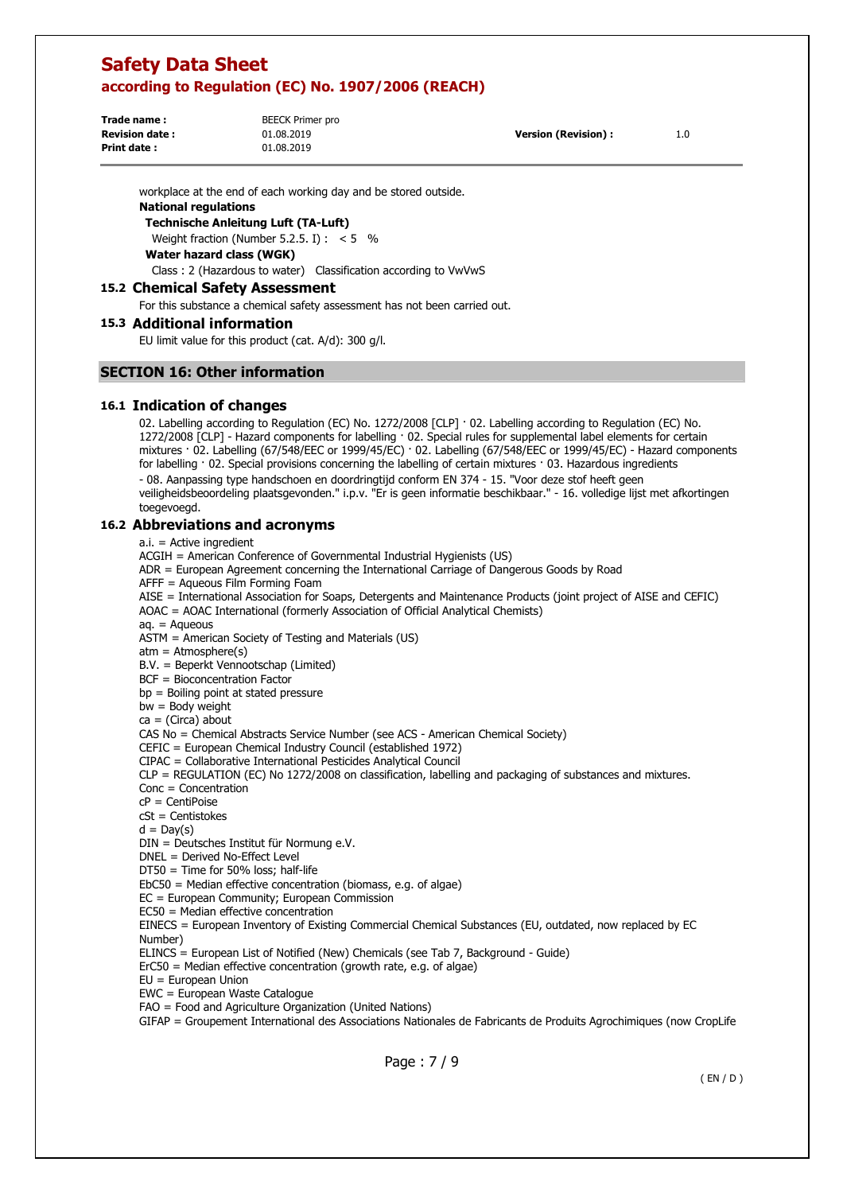workplace at the end of each working day and be stored outside.

**National regulations**

**Technische Anleitung Luft (TA-Luft)**

Weight fraction (Number 5.2.5. I) : < 5 %

**Water hazard class (WGK)**

Class : 2 (Hazardous to water) Classification according to VwVwS

## 15.2 Chemical Safety Assessment

For this substance a chemical safety assessment has not been carried out.

## 15.3 Additional information

EU limit value for this product (cat. A/d): 300 g/l.

# SECTION 16: Other information

## 16.1 Indication of changes

02. Labelling according to Regulation (EC) No. 1272/2008 [CLP] · 02. Labelling according to Regulation (EC) No. 1272/2008 [CLP] - Hazard components for labelling · 02. Special rules for supplemental label elements for certain mixtures · 02. Labelling (67/548/EEC or 1999/45/EC) · 02. Labelling (67/548/EEC or 1999/45/EC) - Hazard components for labelling · 02. Special provisions concerning the labelling of certain mixtures · 03. Hazardous ingredients - 08. Aanpassing type handschoen en doordringtijd conform EN 374 - 15. "Voor deze stof heeft geen veiligheidsbeoordeling plaatsgevonden." i.p.v. "Er is geen informatie beschikbaar." - 16. volledige lijst met afkortingen toegevoegd.

## 16.2 Abbreviations and acronyms

a.i. = Active ingredient
ACGIH = American Conference of Governmental Industrial Hygienists (US)
ADR = European Agreement concerning the International Carriage of Dangerous Goods by Road
AFFF = Aqueous Film Forming Foam
AISE = International Association for Soaps, Detergents and Maintenance Products (joint project of AISE and CEFIC)
AOAC = AOAC International (formerly Association of Official Analytical Chemists)
aq. = Aqueous
ASTM = American Society of Testing and Materials (US)
atm = Atmosphere(s)
B.V. = Beperkt Vennootschap (Limited)
BCF = Bioconcentration Factor
bp = Boiling point at stated pressure
bw = Body weight
ca = (Circa) about
CAS No = Chemical Abstracts Service Number (see ACS - American Chemical Society)
CEFIC = European Chemical Industry Council (established 1972)
CIPAC = Collaborative International Pesticides Analytical Council
CLP = REGULATION (EC) No 1272/2008 on classification, labelling and packaging of substances and mixtures.
Conc = Concentration
cP = CentiPoise
cSt = Centistokes
d = Day(s)
DIN = Deutsches Institut für Normung e.V.
DNEL = Derived No-Effect Level
DT50 = Time for 50% loss; half-life
EbC50 = Median effective concentration (biomass, e.g. of algae)
EC = European Community; European Commission
EC50 = Median effective concentration
EINECS = European Inventory of Existing Commercial Chemical Substances (EU, outdated, now replaced by EC Number)
ELINCS = European List of Notified (New) Chemicals (see Tab 7, Background - Guide)
ErC50 = Median effective concentration (growth rate, e.g. of algae)
EU = European Union
EWC = European Waste Catalogue
FAO = Food and Agriculture Organization (United Nations)
GIFAP = Groupement International des Associations Nationales de Fabricants de Produits Agrochimiques (now CropLife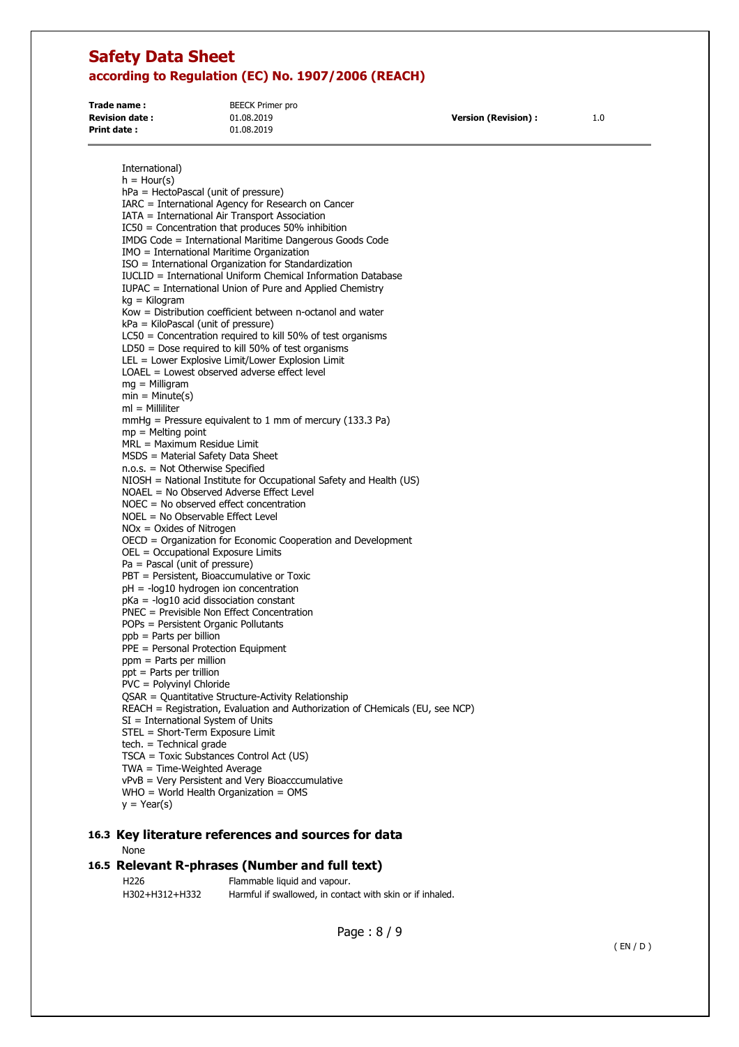International)
h = Hour(s)
hPa = HectoPascal (unit of pressure)
IARC = International Agency for Research on Cancer
IATA = International Air Transport Association
IC50 = Concentration that produces 50% inhibition
IMDG Code = International Maritime Dangerous Goods Code
IMO = International Maritime Organization
ISO = International Organization for Standardization
IUCLID = International Uniform Chemical Information Database
IUPAC = International Union of Pure and Applied Chemistry
kg = Kilogram
Kow = Distribution coefficient between n-octanol and water
kPa = KiloPascal (unit of pressure)
LC50 = Concentration required to kill 50% of test organisms
LD50 = Dose required to kill 50% of test organisms
LEL = Lower Explosive Limit/Lower Explosion Limit
LOAEL = Lowest observed adverse effect level
mg = Milligram
min = Minute(s)
ml = Milliliter
mmHg = Pressure equivalent to 1 mm of mercury (133.3 Pa)
mp = Melting point
MRL = Maximum Residue Limit
MSDS = Material Safety Data Sheet
n.o.s. = Not Otherwise Specified
NIOSH = National Institute for Occupational Safety and Health (US)
NOAEL = No Observed Adverse Effect Level
NOEC = No observed effect concentration
NOEL = No Observable Effect Level
NOx = Oxides of Nitrogen
OECD = Organization for Economic Cooperation and Development
OEL = Occupational Exposure Limits
Pa = Pascal (unit of pressure)
PBT = Persistent, Bioaccumulative or Toxic
pH = -log10 hydrogen ion concentration
pKa = -log10 acid dissociation constant
PNEC = Previsible Non Effect Concentration
POPs = Persistent Organic Pollutants
ppb = Parts per billion
PPE = Personal Protection Equipment
ppm = Parts per million
ppt = Parts per trillion
PVC = Polyvinyl Chloride
QSAR = Quantitative Structure-Activity Relationship
REACH = Registration, Evaluation and Authorization of CHemicals (EU, see NCP)
SI = International System of Units
STEL = Short-Term Exposure Limit
tech. = Technical grade
TSCA = Toxic Substances Control Act (US)
TWA = Time-Weighted Average
vPvB = Very Persistent and Very Bioacccumulative
WHO = World Health Organization = OMS
y = Year(s)

## 16.3 Key literature references and sources for data

None

## 16.5 Relevant R-phrases (Number and full text)

| | |
|---|---|
| H226 | Flammable liquid and vapour. |
| H302+H312+H332 | Harmful if swallowed, in contact with skin or if inhaled. |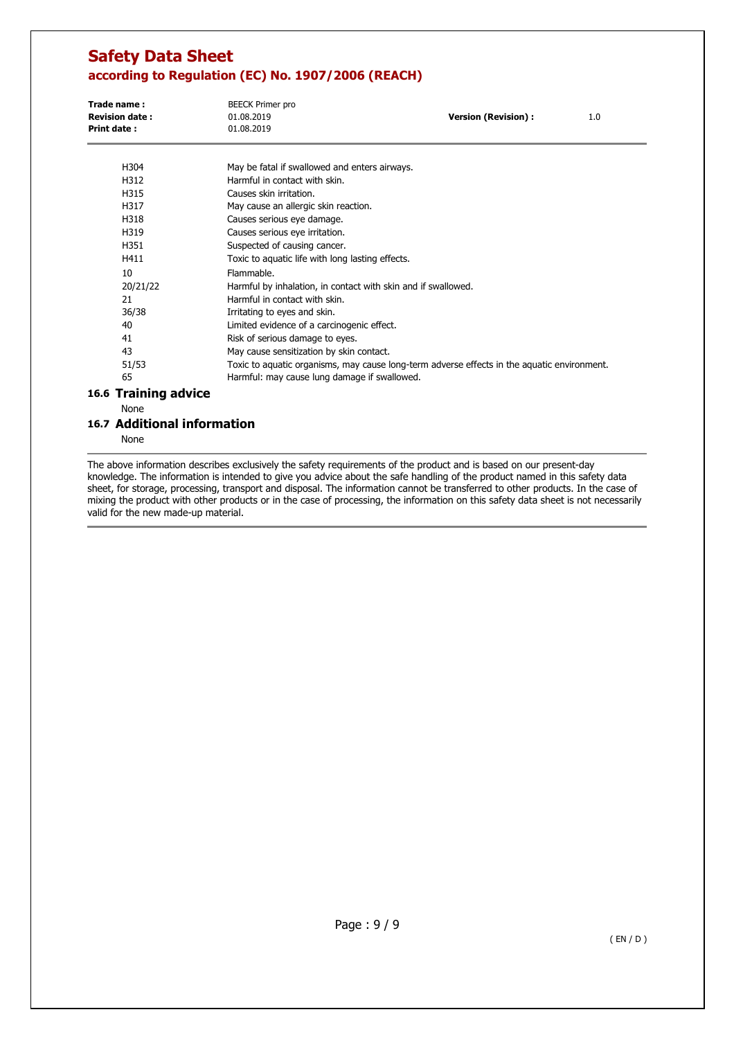| | |
|---|---|
| H304 | May be fatal if swallowed and enters airways. |
| H312 | Harmful in contact with skin. |
| H315 | Causes skin irritation. |
| H317 | May cause an allergic skin reaction. |
| H318 | Causes serious eye damage. |
| H319 | Causes serious eye irritation. |
| H351 | Suspected of causing cancer. |
| H411 | Toxic to aquatic life with long lasting effects. |
| 10 | Flammable. |
| 20/21/22 | Harmful by inhalation, in contact with skin and if swallowed. |
| 21 | Harmful in contact with skin. |
| 36/38 | Irritating to eyes and skin. |
| 40 | Limited evidence of a carcinogenic effect. |
| 41 | Risk of serious damage to eyes. |
| 43 | May cause sensitization by skin contact. |
| 51/53 | Toxic to aquatic organisms, may cause long-term adverse effects in the aquatic environment. |
| 65 | Harmful: may cause lung damage if swallowed. |

## 16.6 Training advice

None

## 16.7 Additional information

None

The above information describes exclusively the safety requirements of the product and is based on our present-day knowledge. The information is intended to give you advice about the safe handling of the product named in this safety data sheet, for storage, processing, transport and disposal. The information cannot be transferred to other products. In the case of mixing the product with other products or in the case of processing, the information on this safety data sheet is not necessarily valid for the new made-up material.